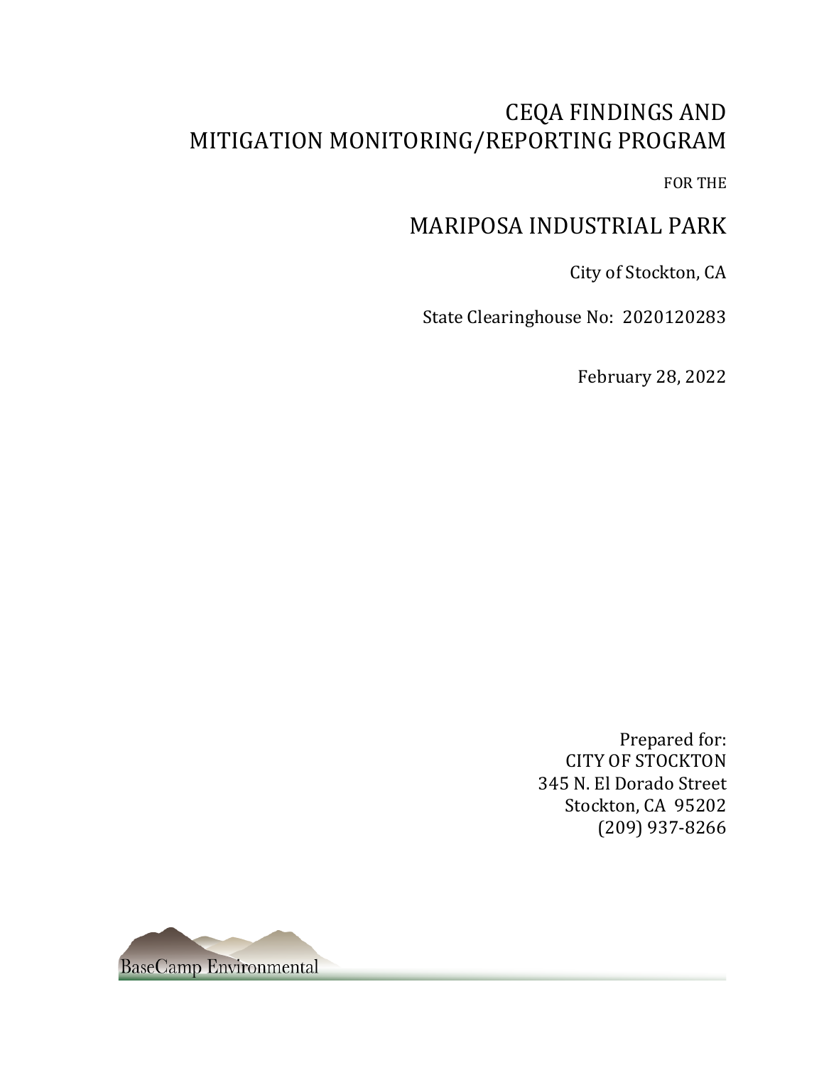# CEQA FINDINGS AND MITIGATION MONITORING/REPORTING PROGRAM

FOR THE

# MARIPOSA INDUSTRIAL PARK

City of Stockton, CA

State Clearinghouse No: 2020120283

February 28, 2022

Prepared for:
CITY OF STOCKTON
345 N. El Dorado Street
Stockton, CA 95202
(209) 937-8266

BaseCamp Environmental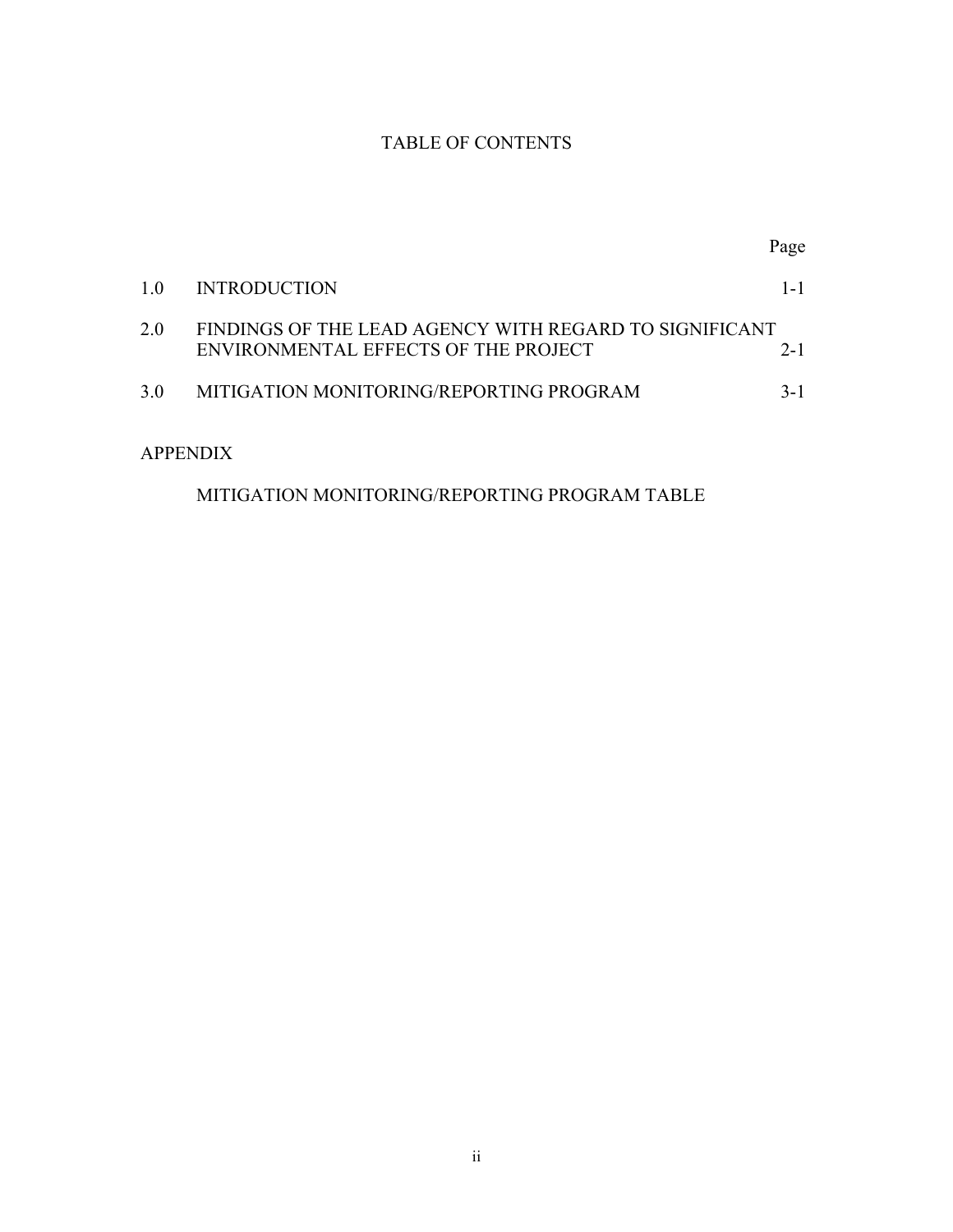# TABLE OF CONTENTS

| | | Page |
|---|---|---|
| 1.0 | INTRODUCTION | 1-1 |
| 2.0 | FINDINGS OF THE LEAD AGENCY WITH REGARD TO SIGNIFICANT ENVIRONMENTAL EFFECTS OF THE PROJECT | 2-1 |
| 3.0 | MITIGATION MONITORING/REPORTING PROGRAM | 3-1 |

APPENDIX

MITIGATION MONITORING/REPORTING PROGRAM TABLE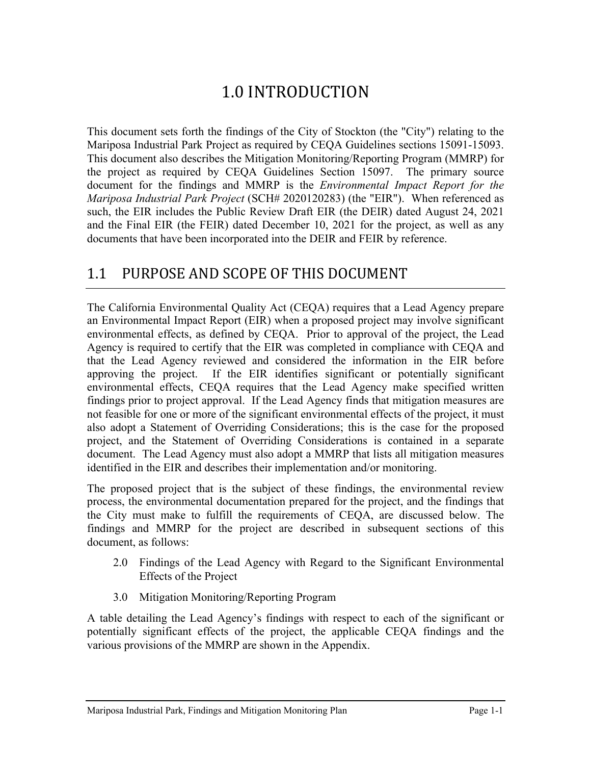# 1.0 INTRODUCTION

This document sets forth the findings of the City of Stockton (the "City") relating to the Mariposa Industrial Park Project as required by CEQA Guidelines sections 15091-15093. This document also describes the Mitigation Monitoring/Reporting Program (MMRP) for the project as required by CEQA Guidelines Section 15097. The primary source document for the findings and MMRP is the *Environmental Impact Report for the Mariposa Industrial Park Project* (SCH# 2020120283) (the "EIR"). When referenced as such, the EIR includes the Public Review Draft EIR (the DEIR) dated August 24, 2021 and the Final EIR (the FEIR) dated December 10, 2021 for the project, as well as any documents that have been incorporated into the DEIR and FEIR by reference.

## 1.1 PURPOSE AND SCOPE OF THIS DOCUMENT

The California Environmental Quality Act (CEQA) requires that a Lead Agency prepare an Environmental Impact Report (EIR) when a proposed project may involve significant environmental effects, as defined by CEQA. Prior to approval of the project, the Lead Agency is required to certify that the EIR was completed in compliance with CEQA and that the Lead Agency reviewed and considered the information in the EIR before approving the project. If the EIR identifies significant or potentially significant environmental effects, CEQA requires that the Lead Agency make specified written findings prior to project approval. If the Lead Agency finds that mitigation measures are not feasible for one or more of the significant environmental effects of the project, it must also adopt a Statement of Overriding Considerations; this is the case for the proposed project, and the Statement of Overriding Considerations is contained in a separate document. The Lead Agency must also adopt a MMRP that lists all mitigation measures identified in the EIR and describes their implementation and/or monitoring.

The proposed project that is the subject of these findings, the environmental review process, the environmental documentation prepared for the project, and the findings that the City must make to fulfill the requirements of CEQA, are discussed below. The findings and MMRP for the project are described in subsequent sections of this document, as follows:

- 2.0 Findings of the Lead Agency with Regard to the Significant Environmental Effects of the Project
- 3.0 Mitigation Monitoring/Reporting Program

A table detailing the Lead Agency's findings with respect to each of the significant or potentially significant effects of the project, the applicable CEQA findings and the various provisions of the MMRP are shown in the Appendix.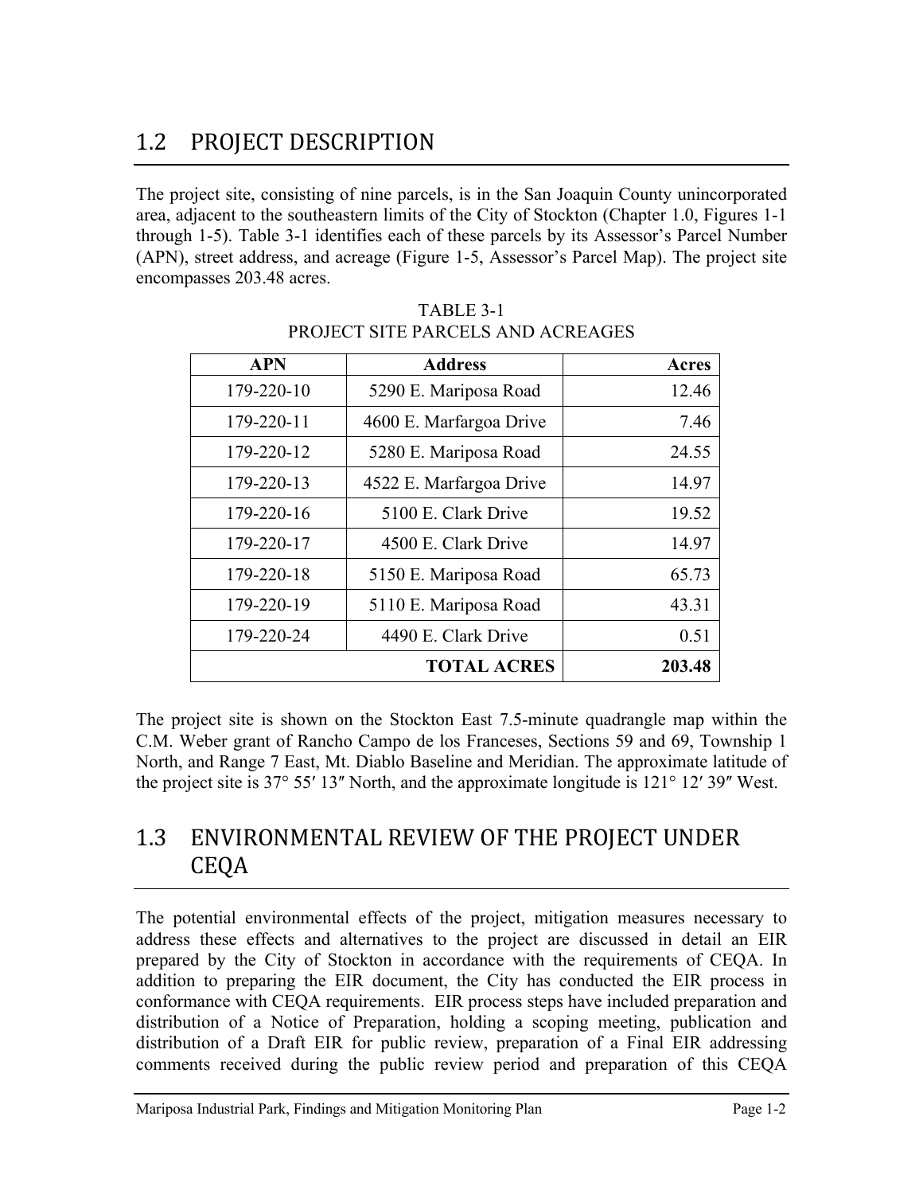## 1.2 PROJECT DESCRIPTION

The project site, consisting of nine parcels, is in the San Joaquin County unincorporated area, adjacent to the southeastern limits of the City of Stockton (Chapter 1.0, Figures 1-1 through 1-5). Table 3-1 identifies each of these parcels by its Assessor's Parcel Number (APN), street address, and acreage (Figure 1-5, Assessor's Parcel Map). The project site encompasses 203.48 acres.

TABLE 3-1
PROJECT SITE PARCELS AND ACREAGES

| APN | Address | Acres |
|---|---|---|
| 179-220-10 | 5290 E. Mariposa Road | 12.46 |
| 179-220-11 | 4600 E. Marfargoa Drive | 7.46 |
| 179-220-12 | 5280 E. Mariposa Road | 24.55 |
| 179-220-13 | 4522 E. Marfargoa Drive | 14.97 |
| 179-220-16 | 5100 E. Clark Drive | 19.52 |
| 179-220-17 | 4500 E. Clark Drive | 14.97 |
| 179-220-18 | 5150 E. Mariposa Road | 65.73 |
| 179-220-19 | 5110 E. Mariposa Road | 43.31 |
| 179-220-24 | 4490 E. Clark Drive | 0.51 |
| | **TOTAL ACRES** | **203.48** |

The project site is shown on the Stockton East 7.5-minute quadrangle map within the C.M. Weber grant of Rancho Campo de los Franceses, Sections 59 and 69, Township 1 North, and Range 7 East, Mt. Diablo Baseline and Meridian. The approximate latitude of the project site is 37° 55′ 13″ North, and the approximate longitude is 121° 12′ 39″ West.

## 1.3 ENVIRONMENTAL REVIEW OF THE PROJECT UNDER CEQA

The potential environmental effects of the project, mitigation measures necessary to address these effects and alternatives to the project are discussed in detail an EIR prepared by the City of Stockton in accordance with the requirements of CEQA. In addition to preparing the EIR document, the City has conducted the EIR process in conformance with CEQA requirements. EIR process steps have included preparation and distribution of a Notice of Preparation, holding a scoping meeting, publication and distribution of a Draft EIR for public review, preparation of a Final EIR addressing comments received during the public review period and preparation of this CEQA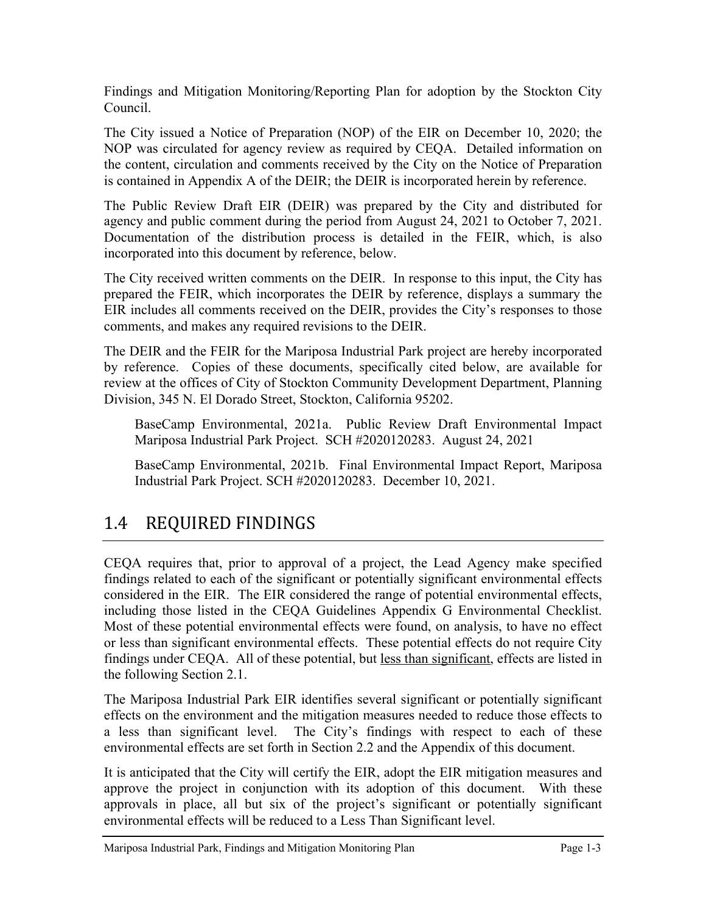Findings and Mitigation Monitoring/Reporting Plan for adoption by the Stockton City Council.

The City issued a Notice of Preparation (NOP) of the EIR on December 10, 2020; the NOP was circulated for agency review as required by CEQA. Detailed information on the content, circulation and comments received by the City on the Notice of Preparation is contained in Appendix A of the DEIR; the DEIR is incorporated herein by reference.

The Public Review Draft EIR (DEIR) was prepared by the City and distributed for agency and public comment during the period from August 24, 2021 to October 7, 2021. Documentation of the distribution process is detailed in the FEIR, which, is also incorporated into this document by reference, below.

The City received written comments on the DEIR. In response to this input, the City has prepared the FEIR, which incorporates the DEIR by reference, displays a summary the EIR includes all comments received on the DEIR, provides the City's responses to those comments, and makes any required revisions to the DEIR.

The DEIR and the FEIR for the Mariposa Industrial Park project are hereby incorporated by reference. Copies of these documents, specifically cited below, are available for review at the offices of City of Stockton Community Development Department, Planning Division, 345 N. El Dorado Street, Stockton, California 95202.

> BaseCamp Environmental, 2021a. Public Review Draft Environmental Impact Mariposa Industrial Park Project. SCH #2020120283. August 24, 2021
>
> BaseCamp Environmental, 2021b. Final Environmental Impact Report, Mariposa Industrial Park Project. SCH #2020120283. December 10, 2021.

## 1.4 REQUIRED FINDINGS

CEQA requires that, prior to approval of a project, the Lead Agency make specified findings related to each of the significant or potentially significant environmental effects considered in the EIR. The EIR considered the range of potential environmental effects, including those listed in the CEQA Guidelines Appendix G Environmental Checklist. Most of these potential environmental effects were found, on analysis, to have no effect or less than significant environmental effects. These potential effects do not require City findings under CEQA. All of these potential, but <u>less than significant</u>, effects are listed in the following Section 2.1.

The Mariposa Industrial Park EIR identifies several significant or potentially significant effects on the environment and the mitigation measures needed to reduce those effects to a less than significant level. The City's findings with respect to each of these environmental effects are set forth in Section 2.2 and the Appendix of this document.

It is anticipated that the City will certify the EIR, adopt the EIR mitigation measures and approve the project in conjunction with its adoption of this document. With these approvals in place, all but six of the project's significant or potentially significant environmental effects will be reduced to a Less Than Significant level.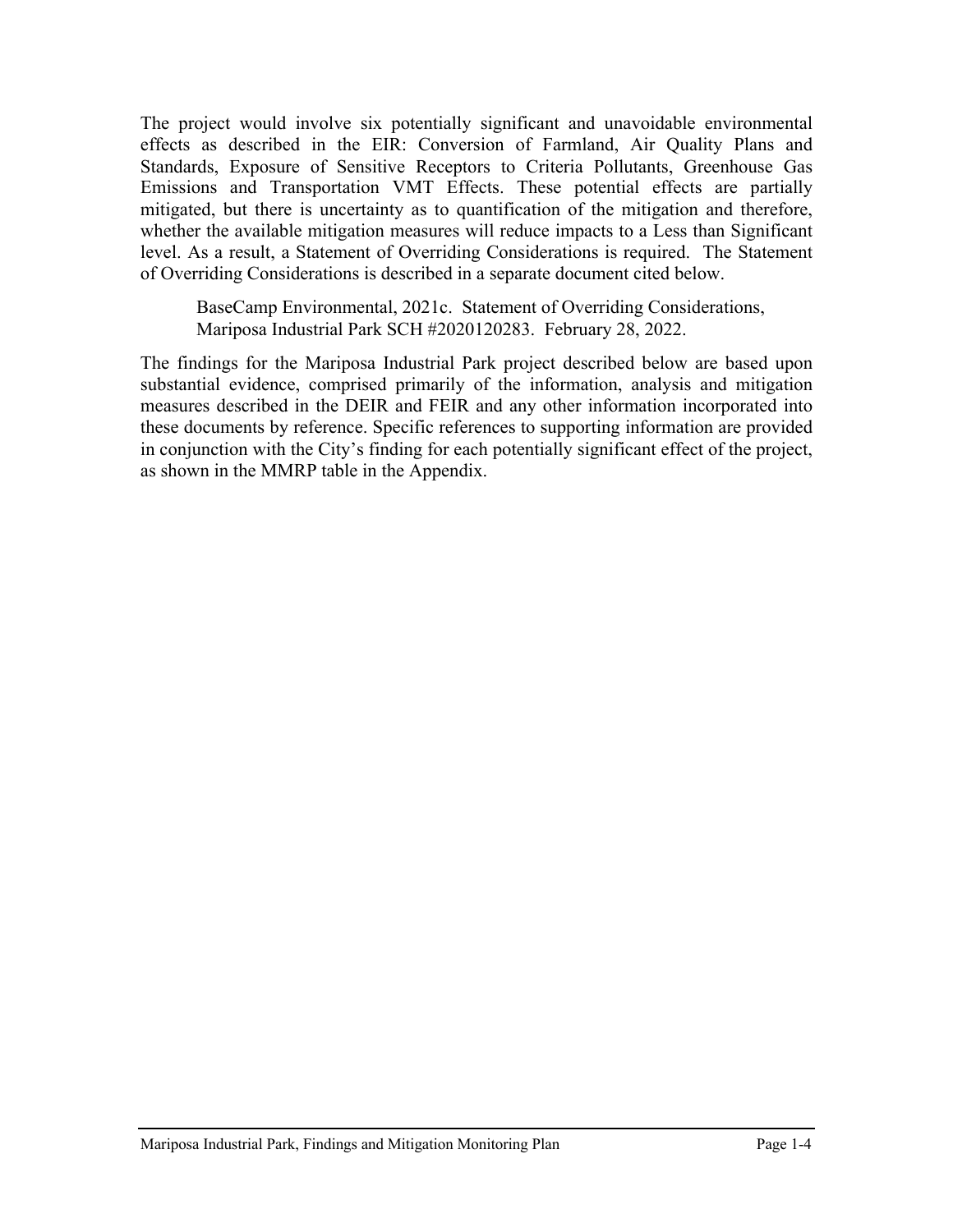The project would involve six potentially significant and unavoidable environmental effects as described in the EIR: Conversion of Farmland, Air Quality Plans and Standards, Exposure of Sensitive Receptors to Criteria Pollutants, Greenhouse Gas Emissions and Transportation VMT Effects. These potential effects are partially mitigated, but there is uncertainty as to quantification of the mitigation and therefore, whether the available mitigation measures will reduce impacts to a Less than Significant level. As a result, a Statement of Overriding Considerations is required. The Statement of Overriding Considerations is described in a separate document cited below.

> BaseCamp Environmental, 2021c. Statement of Overriding Considerations, Mariposa Industrial Park SCH #2020120283. February 28, 2022.

The findings for the Mariposa Industrial Park project described below are based upon substantial evidence, comprised primarily of the information, analysis and mitigation measures described in the DEIR and FEIR and any other information incorporated into these documents by reference. Specific references to supporting information are provided in conjunction with the City's finding for each potentially significant effect of the project, as shown in the MMRP table in the Appendix.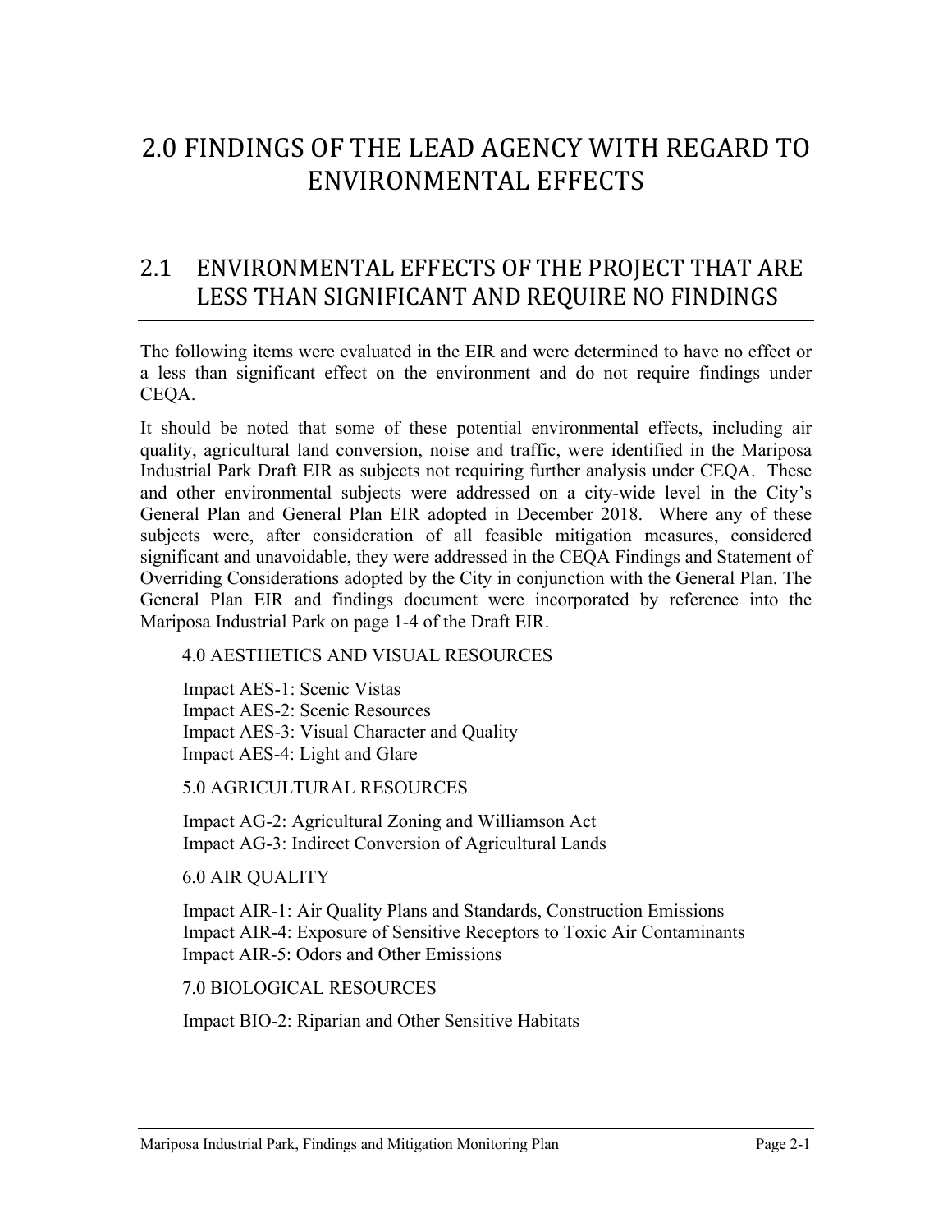# 2.0 FINDINGS OF THE LEAD AGENCY WITH REGARD TO ENVIRONMENTAL EFFECTS

## 2.1 ENVIRONMENTAL EFFECTS OF THE PROJECT THAT ARE LESS THAN SIGNIFICANT AND REQUIRE NO FINDINGS

The following items were evaluated in the EIR and were determined to have no effect or a less than significant effect on the environment and do not require findings under CEQA.

It should be noted that some of these potential environmental effects, including air quality, agricultural land conversion, noise and traffic, were identified in the Mariposa Industrial Park Draft EIR as subjects not requiring further analysis under CEQA. These and other environmental subjects were addressed on a city-wide level in the City's General Plan and General Plan EIR adopted in December 2018. Where any of these subjects were, after consideration of all feasible mitigation measures, considered significant and unavoidable, they were addressed in the CEQA Findings and Statement of Overriding Considerations adopted by the City in conjunction with the General Plan. The General Plan EIR and findings document were incorporated by reference into the Mariposa Industrial Park on page 1-4 of the Draft EIR.

4.0 AESTHETICS AND VISUAL RESOURCES

Impact AES-1: Scenic Vistas
Impact AES-2: Scenic Resources
Impact AES-3: Visual Character and Quality
Impact AES-4: Light and Glare

5.0 AGRICULTURAL RESOURCES

Impact AG-2: Agricultural Zoning and Williamson Act
Impact AG-3: Indirect Conversion of Agricultural Lands

6.0 AIR QUALITY

Impact AIR-1: Air Quality Plans and Standards, Construction Emissions
Impact AIR-4: Exposure of Sensitive Receptors to Toxic Air Contaminants
Impact AIR-5: Odors and Other Emissions

7.0 BIOLOGICAL RESOURCES

Impact BIO-2: Riparian and Other Sensitive Habitats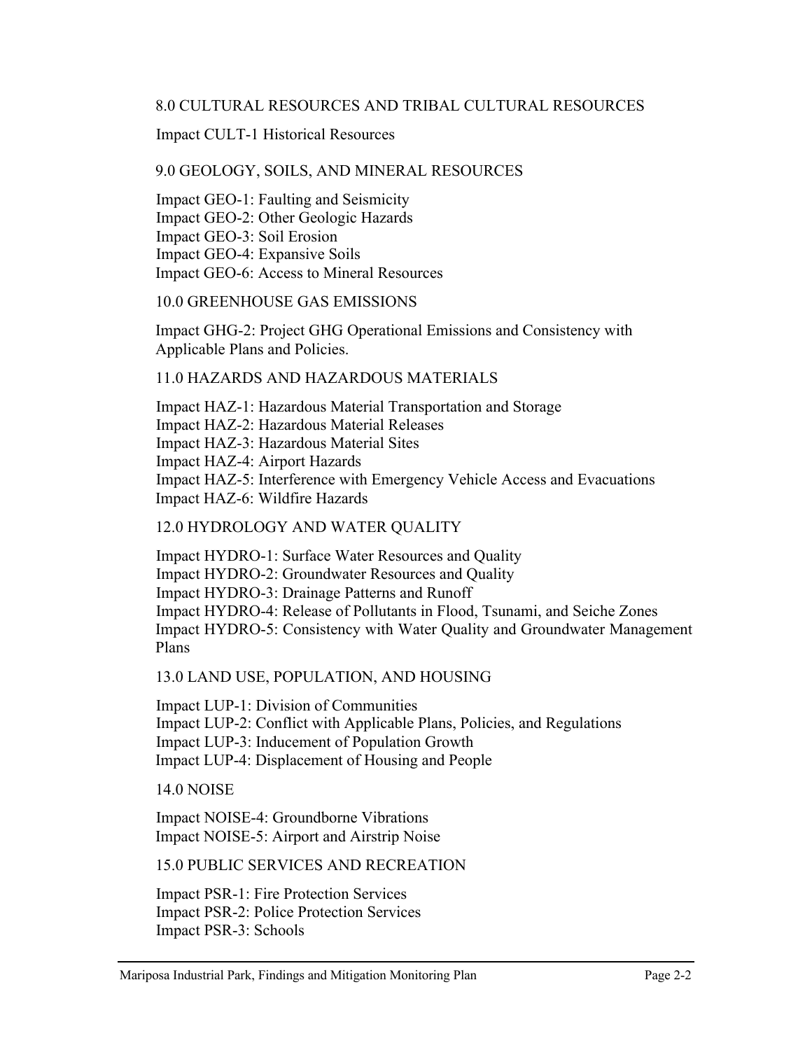## 8.0 CULTURAL RESOURCES AND TRIBAL CULTURAL RESOURCES

Impact CULT-1 Historical Resources

## 9.0 GEOLOGY, SOILS, AND MINERAL RESOURCES

Impact GEO-1: Faulting and Seismicity
Impact GEO-2: Other Geologic Hazards
Impact GEO-3: Soil Erosion
Impact GEO-4: Expansive Soils
Impact GEO-6: Access to Mineral Resources

## 10.0 GREENHOUSE GAS EMISSIONS

Impact GHG-2: Project GHG Operational Emissions and Consistency with Applicable Plans and Policies.

## 11.0 HAZARDS AND HAZARDOUS MATERIALS

Impact HAZ-1: Hazardous Material Transportation and Storage
Impact HAZ-2: Hazardous Material Releases
Impact HAZ-3: Hazardous Material Sites
Impact HAZ-4: Airport Hazards
Impact HAZ-5: Interference with Emergency Vehicle Access and Evacuations
Impact HAZ-6: Wildfire Hazards

## 12.0 HYDROLOGY AND WATER QUALITY

Impact HYDRO-1: Surface Water Resources and Quality
Impact HYDRO-2: Groundwater Resources and Quality
Impact HYDRO-3: Drainage Patterns and Runoff
Impact HYDRO-4: Release of Pollutants in Flood, Tsunami, and Seiche Zones
Impact HYDRO-5: Consistency with Water Quality and Groundwater Management Plans

## 13.0 LAND USE, POPULATION, AND HOUSING

Impact LUP-1: Division of Communities
Impact LUP-2: Conflict with Applicable Plans, Policies, and Regulations
Impact LUP-3: Inducement of Population Growth
Impact LUP-4: Displacement of Housing and People

## 14.0 NOISE

Impact NOISE-4: Groundborne Vibrations
Impact NOISE-5: Airport and Airstrip Noise

## 15.0 PUBLIC SERVICES AND RECREATION

Impact PSR-1: Fire Protection Services
Impact PSR-2: Police Protection Services
Impact PSR-3: Schools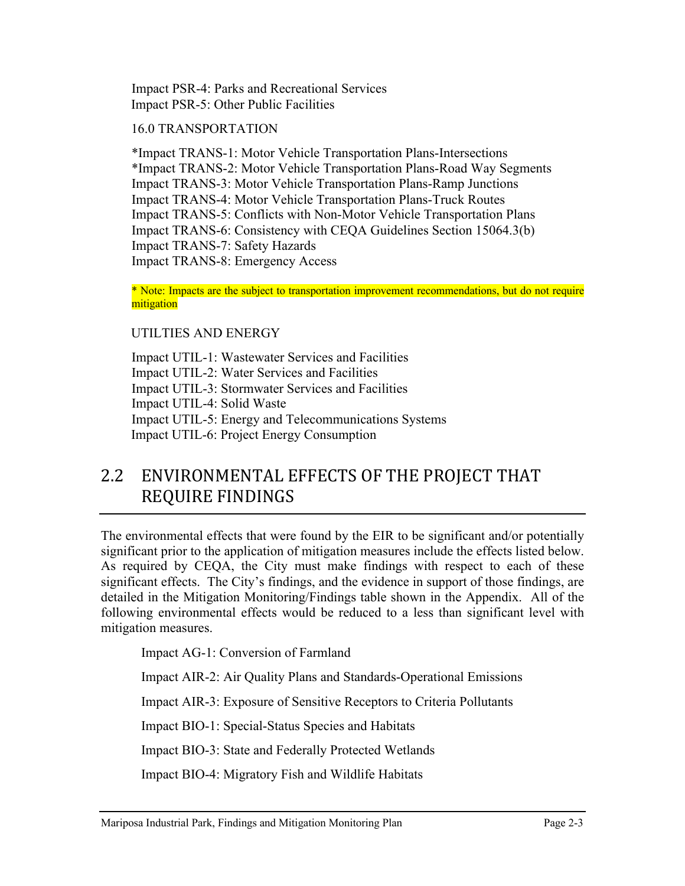Impact PSR-4: Parks and Recreational Services
Impact PSR-5: Other Public Facilities

16.0 TRANSPORTATION

*Impact TRANS-1: Motor Vehicle Transportation Plans-Intersections
*Impact TRANS-2: Motor Vehicle Transportation Plans-Road Way Segments
Impact TRANS-3: Motor Vehicle Transportation Plans-Ramp Junctions
Impact TRANS-4: Motor Vehicle Transportation Plans-Truck Routes
Impact TRANS-5: Conflicts with Non-Motor Vehicle Transportation Plans
Impact TRANS-6: Consistency with CEQA Guidelines Section 15064.3(b)
Impact TRANS-7: Safety Hazards
Impact TRANS-8: Emergency Access

* Note: Impacts are the subject to transportation improvement recommendations, but do not require mitigation

UTILTIES AND ENERGY

Impact UTIL-1: Wastewater Services and Facilities
Impact UTIL-2: Water Services and Facilities
Impact UTIL-3: Stormwater Services and Facilities
Impact UTIL-4: Solid Waste
Impact UTIL-5: Energy and Telecommunications Systems
Impact UTIL-6: Project Energy Consumption

## 2.2 ENVIRONMENTAL EFFECTS OF THE PROJECT THAT REQUIRE FINDINGS

The environmental effects that were found by the EIR to be significant and/or potentially significant prior to the application of mitigation measures include the effects listed below. As required by CEQA, the City must make findings with respect to each of these significant effects. The City's findings, and the evidence in support of those findings, are detailed in the Mitigation Monitoring/Findings table shown in the Appendix. All of the following environmental effects would be reduced to a less than significant level with mitigation measures.

Impact AG-1: Conversion of Farmland

Impact AIR-2: Air Quality Plans and Standards-Operational Emissions

Impact AIR-3: Exposure of Sensitive Receptors to Criteria Pollutants

Impact BIO-1: Special-Status Species and Habitats

Impact BIO-3: State and Federally Protected Wetlands

Impact BIO-4: Migratory Fish and Wildlife Habitats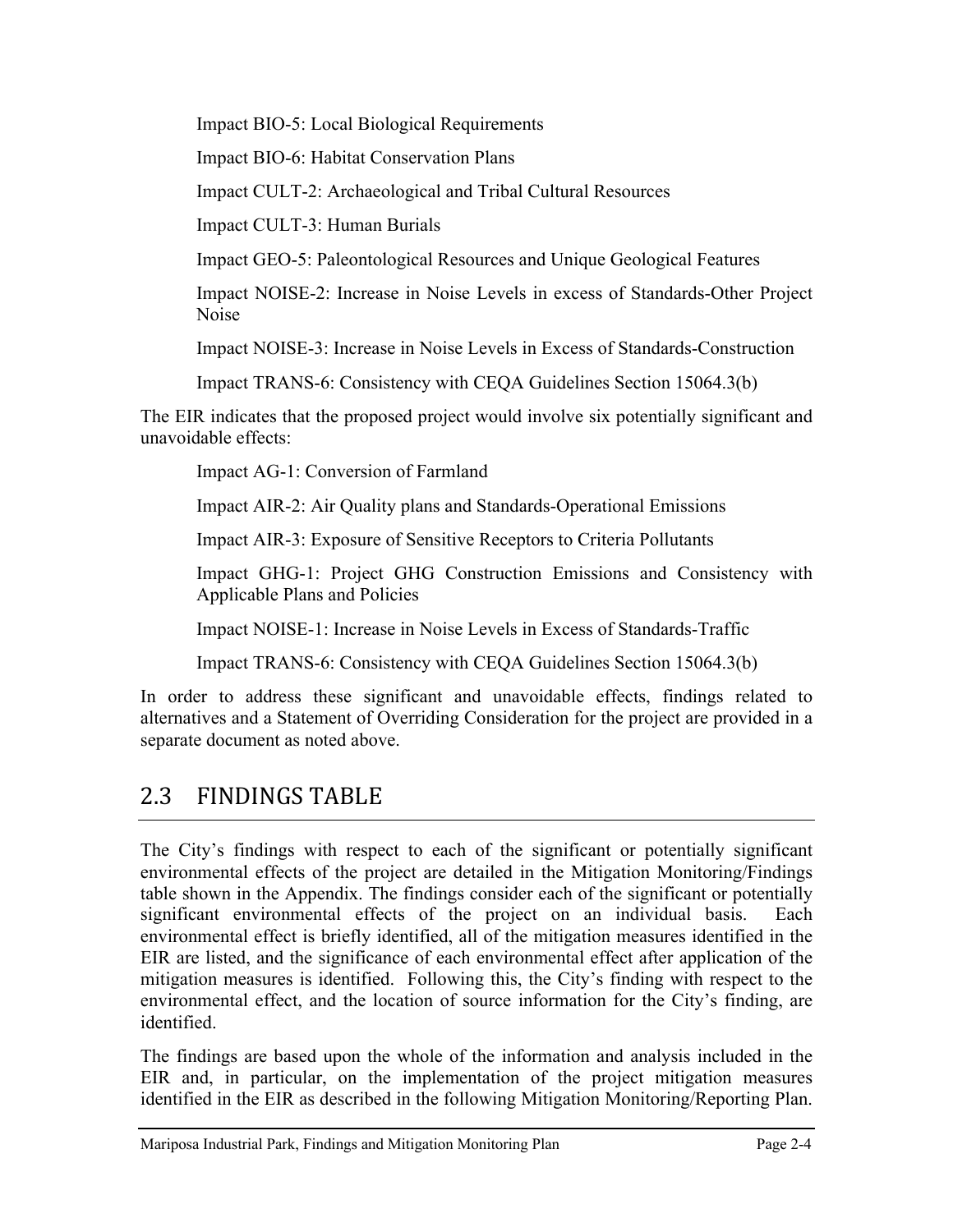Impact BIO-5: Local Biological Requirements

Impact BIO-6: Habitat Conservation Plans

Impact CULT-2: Archaeological and Tribal Cultural Resources

Impact CULT-3: Human Burials

Impact GEO-5: Paleontological Resources and Unique Geological Features

Impact NOISE-2: Increase in Noise Levels in excess of Standards-Other Project Noise

Impact NOISE-3: Increase in Noise Levels in Excess of Standards-Construction

Impact TRANS-6: Consistency with CEQA Guidelines Section 15064.3(b)

The EIR indicates that the proposed project would involve six potentially significant and unavoidable effects:

Impact AG-1: Conversion of Farmland

Impact AIR-2: Air Quality plans and Standards-Operational Emissions

Impact AIR-3: Exposure of Sensitive Receptors to Criteria Pollutants

Impact GHG-1: Project GHG Construction Emissions and Consistency with Applicable Plans and Policies

Impact NOISE-1: Increase in Noise Levels in Excess of Standards-Traffic

Impact TRANS-6: Consistency with CEQA Guidelines Section 15064.3(b)

In order to address these significant and unavoidable effects, findings related to alternatives and a Statement of Overriding Consideration for the project are provided in a separate document as noted above.

## 2.3 FINDINGS TABLE

The City's findings with respect to each of the significant or potentially significant environmental effects of the project are detailed in the Mitigation Monitoring/Findings table shown in the Appendix. The findings consider each of the significant or potentially significant environmental effects of the project on an individual basis. Each environmental effect is briefly identified, all of the mitigation measures identified in the EIR are listed, and the significance of each environmental effect after application of the mitigation measures is identified. Following this, the City's finding with respect to the environmental effect, and the location of source information for the City's finding, are identified.

The findings are based upon the whole of the information and analysis included in the EIR and, in particular, on the implementation of the project mitigation measures identified in the EIR as described in the following Mitigation Monitoring/Reporting Plan.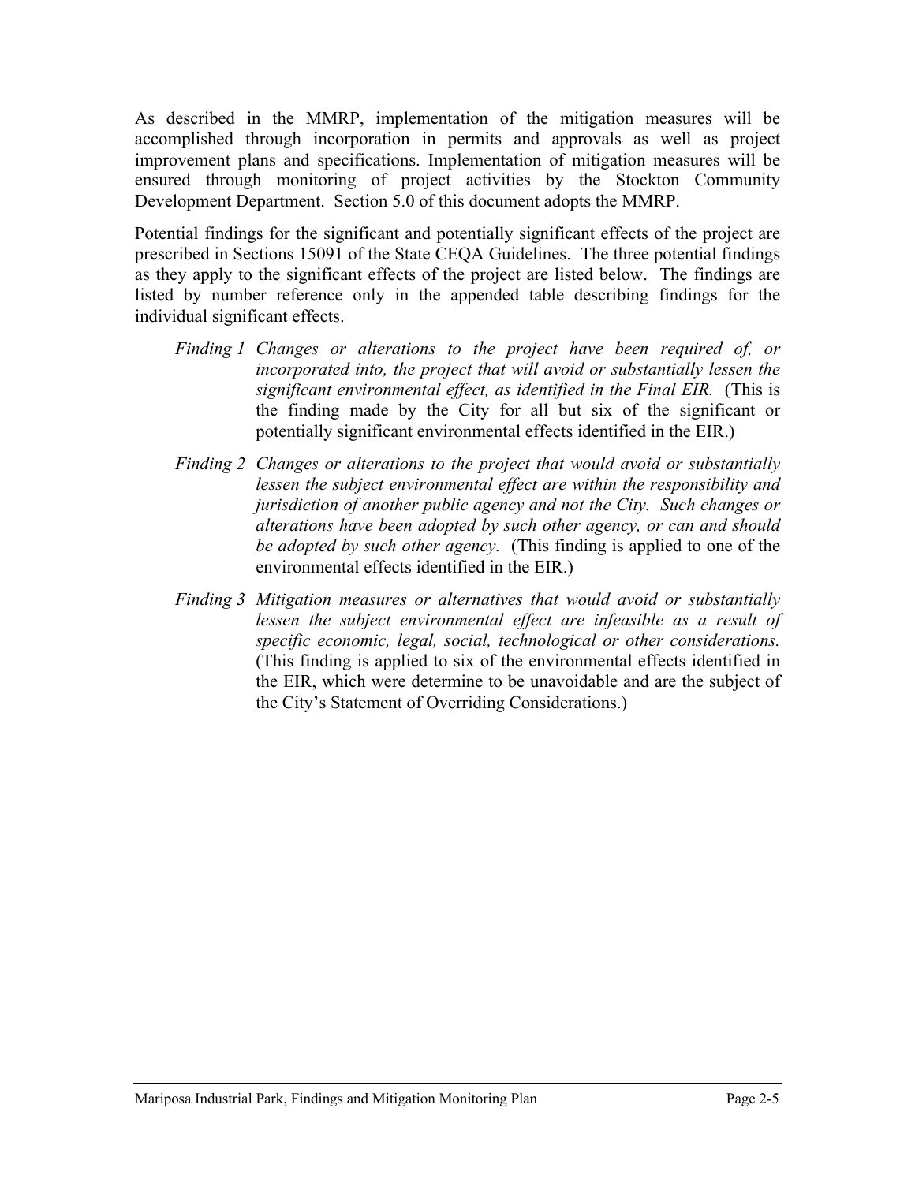As described in the MMRP, implementation of the mitigation measures will be accomplished through incorporation in permits and approvals as well as project improvement plans and specifications. Implementation of mitigation measures will be ensured through monitoring of project activities by the Stockton Community Development Department. Section 5.0 of this document adopts the MMRP.

Potential findings for the significant and potentially significant effects of the project are prescribed in Sections 15091 of the State CEQA Guidelines. The three potential findings as they apply to the significant effects of the project are listed below. The findings are listed by number reference only in the appended table describing findings for the individual significant effects.

*Finding 1* *Changes or alterations to the project have been required of, or incorporated into, the project that will avoid or substantially lessen the significant environmental effect, as identified in the Final EIR.* (This is the finding made by the City for all but six of the significant or potentially significant environmental effects identified in the EIR.)

*Finding 2* *Changes or alterations to the project that would avoid or substantially lessen the subject environmental effect are within the responsibility and jurisdiction of another public agency and not the City. Such changes or alterations have been adopted by such other agency, or can and should be adopted by such other agency.* (This finding is applied to one of the environmental effects identified in the EIR.)

*Finding 3* *Mitigation measures or alternatives that would avoid or substantially lessen the subject environmental effect are infeasible as a result of specific economic, legal, social, technological or other considerations.* (This finding is applied to six of the environmental effects identified in the EIR, which were determine to be unavoidable and are the subject of the City's Statement of Overriding Considerations.)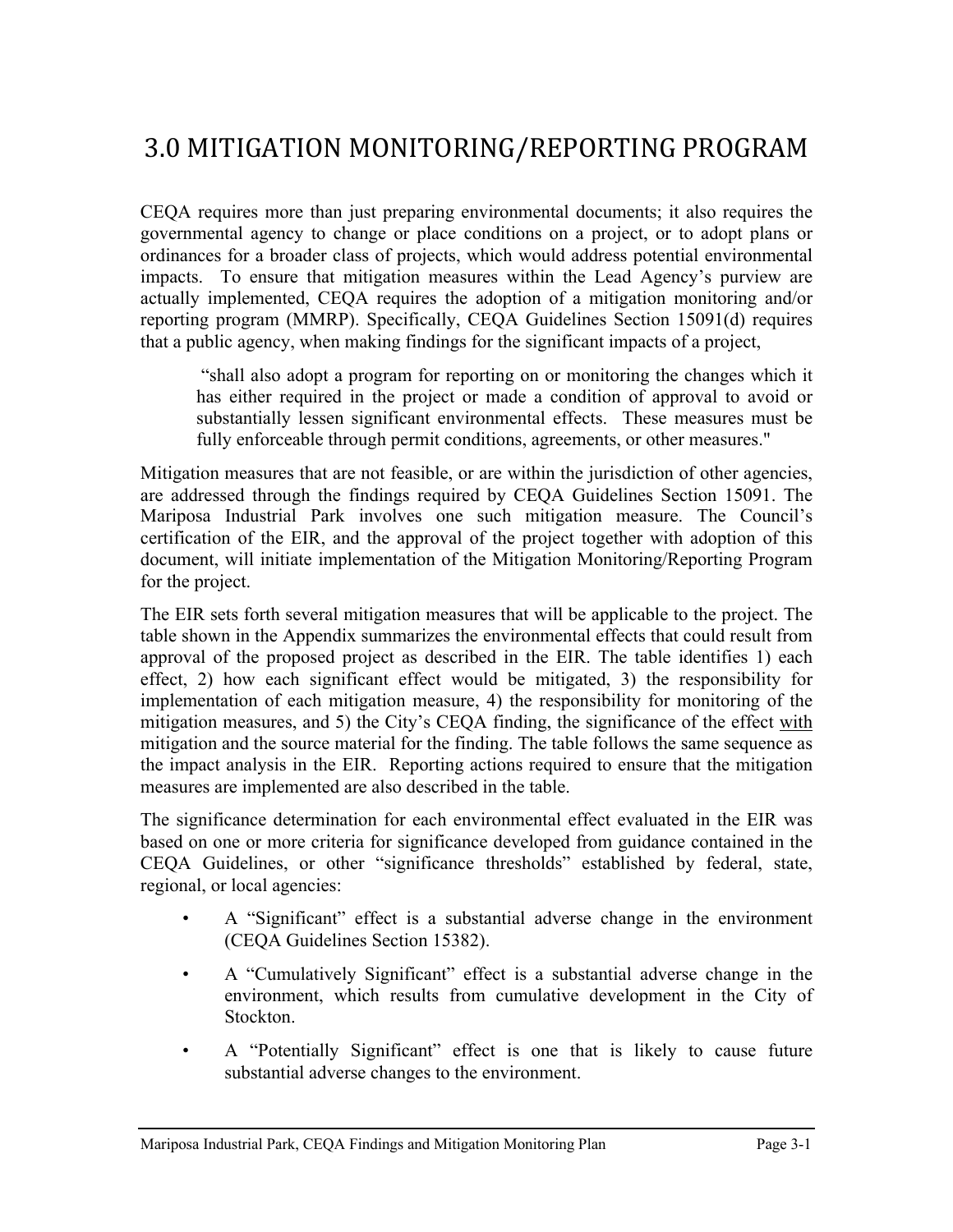# 3.0 MITIGATION MONITORING/REPORTING PROGRAM

CEQA requires more than just preparing environmental documents; it also requires the governmental agency to change or place conditions on a project, or to adopt plans or ordinances for a broader class of projects, which would address potential environmental impacts. To ensure that mitigation measures within the Lead Agency's purview are actually implemented, CEQA requires the adoption of a mitigation monitoring and/or reporting program (MMRP). Specifically, CEQA Guidelines Section 15091(d) requires that a public agency, when making findings for the significant impacts of a project,

> "shall also adopt a program for reporting on or monitoring the changes which it has either required in the project or made a condition of approval to avoid or substantially lessen significant environmental effects. These measures must be fully enforceable through permit conditions, agreements, or other measures."

Mitigation measures that are not feasible, or are within the jurisdiction of other agencies, are addressed through the findings required by CEQA Guidelines Section 15091. The Mariposa Industrial Park involves one such mitigation measure. The Council's certification of the EIR, and the approval of the project together with adoption of this document, will initiate implementation of the Mitigation Monitoring/Reporting Program for the project.

The EIR sets forth several mitigation measures that will be applicable to the project. The table shown in the Appendix summarizes the environmental effects that could result from approval of the proposed project as described in the EIR. The table identifies 1) each effect, 2) how each significant effect would be mitigated, 3) the responsibility for implementation of each mitigation measure, 4) the responsibility for monitoring of the mitigation measures, and 5) the City's CEQA finding, the significance of the effect <u>with</u> mitigation and the source material for the finding. The table follows the same sequence as the impact analysis in the EIR. Reporting actions required to ensure that the mitigation measures are implemented are also described in the table.

The significance determination for each environmental effect evaluated in the EIR was based on one or more criteria for significance developed from guidance contained in the CEQA Guidelines, or other "significance thresholds" established by federal, state, regional, or local agencies:

- A "Significant" effect is a substantial adverse change in the environment (CEQA Guidelines Section 15382).
- A "Cumulatively Significant" effect is a substantial adverse change in the environment, which results from cumulative development in the City of Stockton.
- A "Potentially Significant" effect is one that is likely to cause future substantial adverse changes to the environment.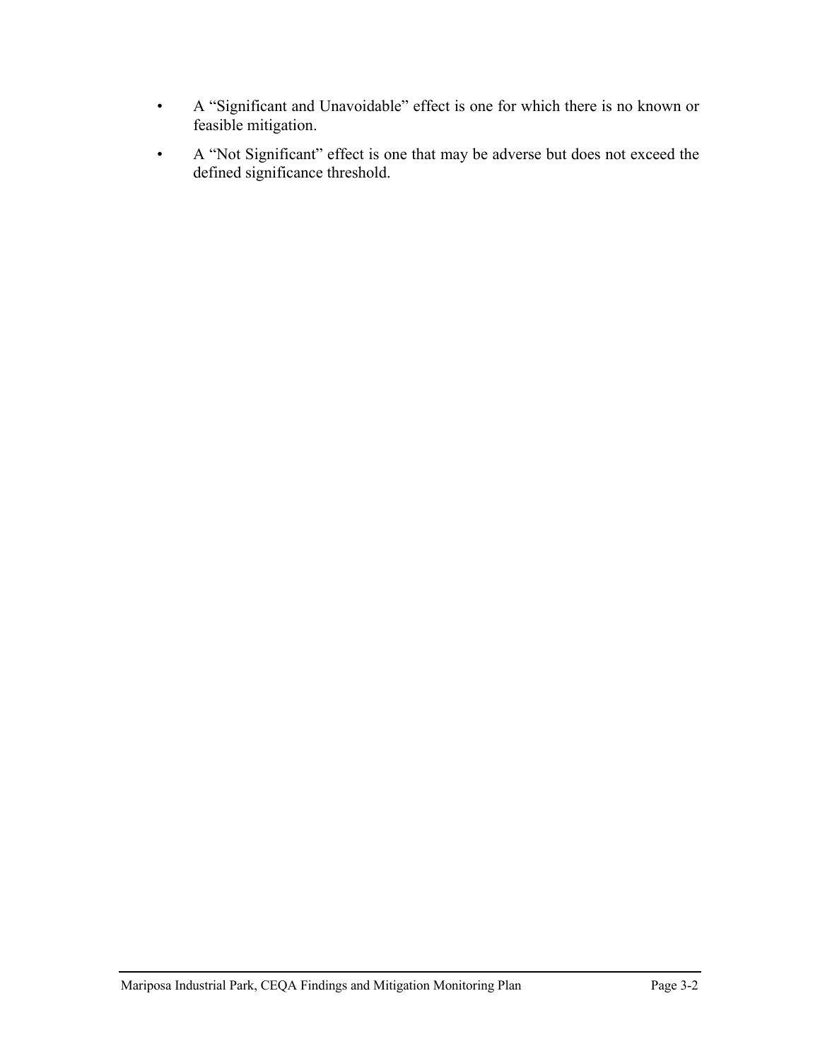- A "Significant and Unavoidable" effect is one for which there is no known or feasible mitigation.
- A "Not Significant" effect is one that may be adverse but does not exceed the defined significance threshold.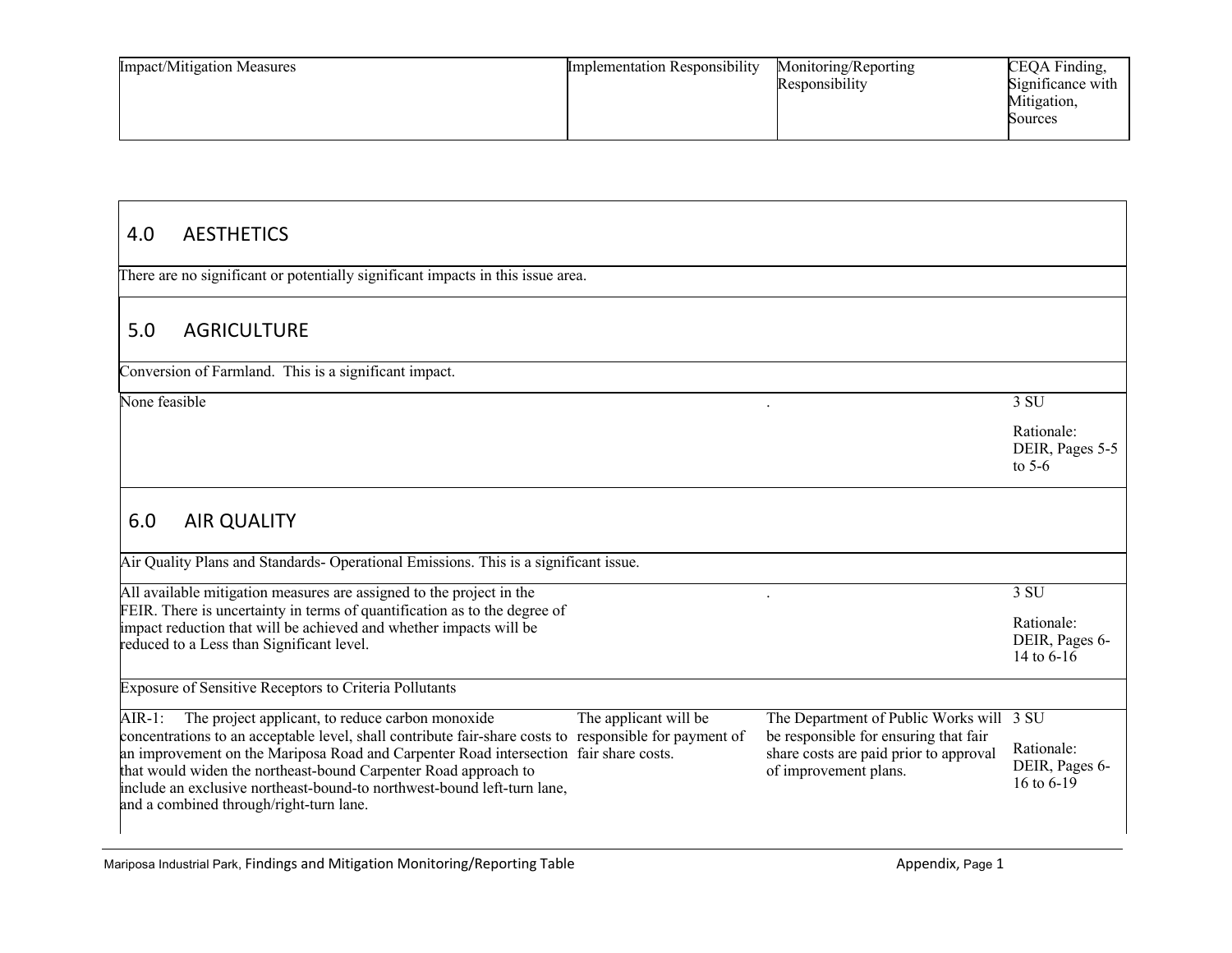| Impact/Mitigation Measures | Implementation Responsibility | Monitoring/Reporting Responsibility | CEQA Finding, Significance with Mitigation, Sources |
|---|---|---|---|
| **4.0 AESTHETICS** | | | |
| There are no significant or potentially significant impacts in this issue area. | | | |
| **5.0 AGRICULTURE** | | | |
| Conversion of Farmland. This is a significant impact. | | | |
| None feasible | | . | 3 SU<br><br>Rationale: DEIR, Pages 5-5 to 5-6 |
| **6.0 AIR QUALITY** | | | |
| Air Quality Plans and Standards- Operational Emissions. This is a significant issue. | | | |
| All available mitigation measures are assigned to the project in the FEIR. There is uncertainty in terms of quantification as to the degree of impact reduction that will be achieved and whether impacts will be reduced to a Less than Significant level. | | . | 3 SU<br><br>Rationale: DEIR, Pages 6-14 to 6-16 |
| Exposure of Sensitive Receptors to Criteria Pollutants | | | |
| AIR-1: The project applicant, to reduce carbon monoxide concentrations to an acceptable level, shall contribute fair-share costs to an improvement on the Mariposa Road and Carpenter Road intersection that would widen the northeast-bound Carpenter Road approach to include an exclusive northeast-bound-to northwest-bound left-turn lane, and a combined through/right-turn lane. | The applicant will be responsible for payment of fair share costs. | The Department of Public Works will be responsible for ensuring that fair share costs are paid prior to approval of improvement plans. | 3 SU<br><br>Rationale: DEIR, Pages 6-16 to 6-19 |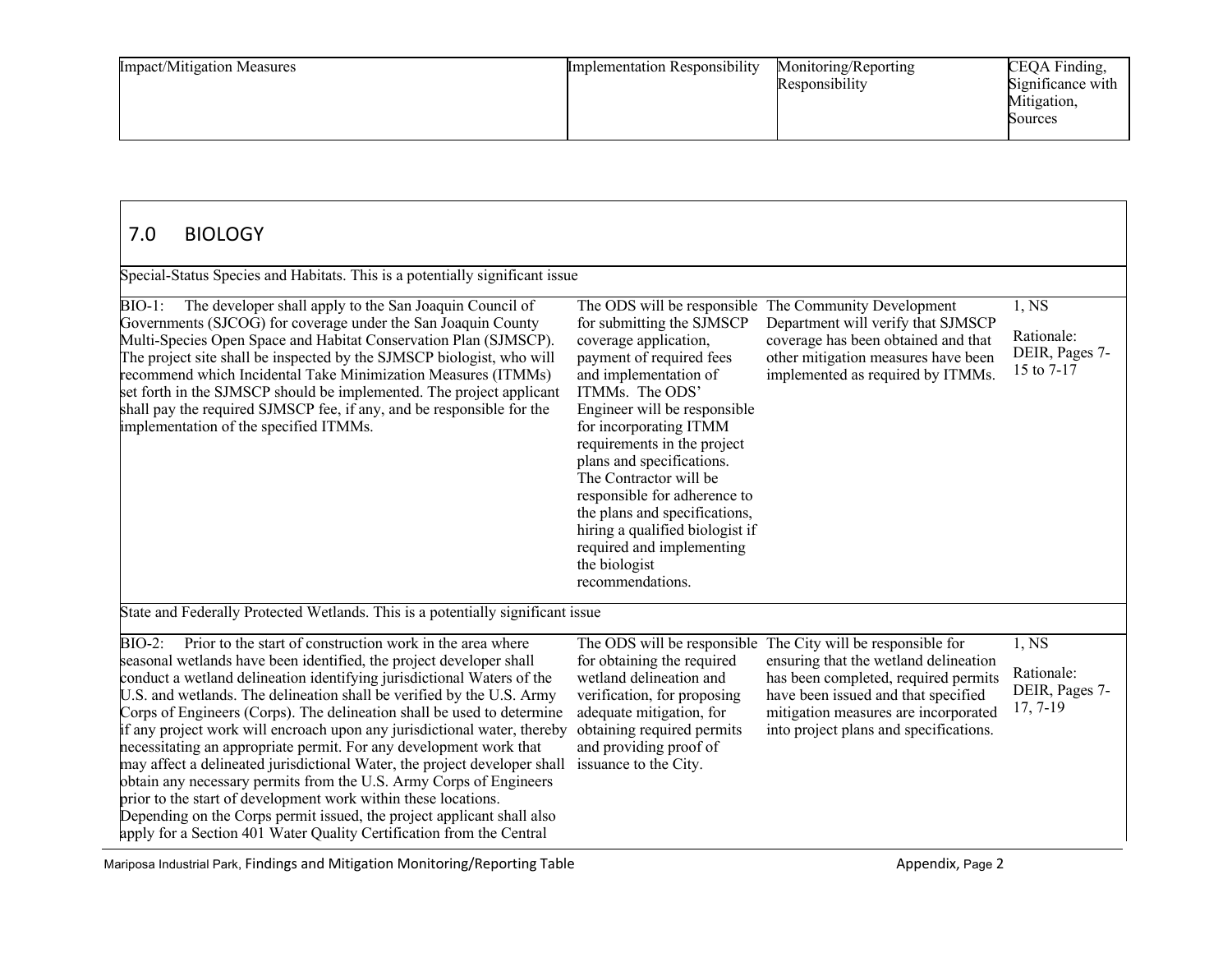| Impact/Mitigation Measures | Implementation Responsibility | Monitoring/Reporting Responsibility | CEQA Finding, Significance with Mitigation, Sources |
|---|---|---|---|

## 7.0 BIOLOGY

| | | | |
|---|---|---|---|
| Special-Status Species and Habitats. This is a potentially significant issue | | | |
| BIO-1: The developer shall apply to the San Joaquin Council of Governments (SJCOG) for coverage under the San Joaquin County Multi-Species Open Space and Habitat Conservation Plan (SJMSCP). The project site shall be inspected by the SJMSCP biologist, who will recommend which Incidental Take Minimization Measures (ITMMs) set forth in the SJMSCP should be implemented. The project applicant shall pay the required SJMSCP fee, if any, and be responsible for the implementation of the specified ITMMs. | The ODS will be responsible for submitting the SJMSCP coverage application, payment of required fees and implementation of ITMMs. The ODS' Engineer will be responsible for incorporating ITMM requirements in the project plans and specifications. The Contractor will be responsible for adherence to the plans and specifications, hiring a qualified biologist if required and implementing the biologist recommendations. | The Community Development Department will verify that SJMSCP coverage has been obtained and that other mitigation measures have been implemented as required by ITMMs. | 1, NS<br>Rationale: DEIR, Pages 7-15 to 7-17 |
| State and Federally Protected Wetlands. This is a potentially significant issue | | | |
| BIO-2: Prior to the start of construction work in the area where seasonal wetlands have been identified, the project developer shall conduct a wetland delineation identifying jurisdictional Waters of the U.S. and wetlands. The delineation shall be verified by the U.S. Army Corps of Engineers (Corps). The delineation shall be used to determine if any project work will encroach upon any jurisdictional water, thereby necessitating an appropriate permit. For any development work that may affect a delineated jurisdictional Water, the project developer shall obtain any necessary permits from the U.S. Army Corps of Engineers prior to the start of development work within these locations. Depending on the Corps permit issued, the project applicant shall also apply for a Section 401 Water Quality Certification from the Central | The ODS will be responsible for obtaining the required wetland delineation and verification, for proposing adequate mitigation, for obtaining required permits and providing proof of issuance to the City. | The City will be responsible for ensuring that the wetland delineation has been completed, required permits have been issued and that specified mitigation measures are incorporated into project plans and specifications. | 1, NS<br>Rationale: DEIR, Pages 7-17, 7-19 |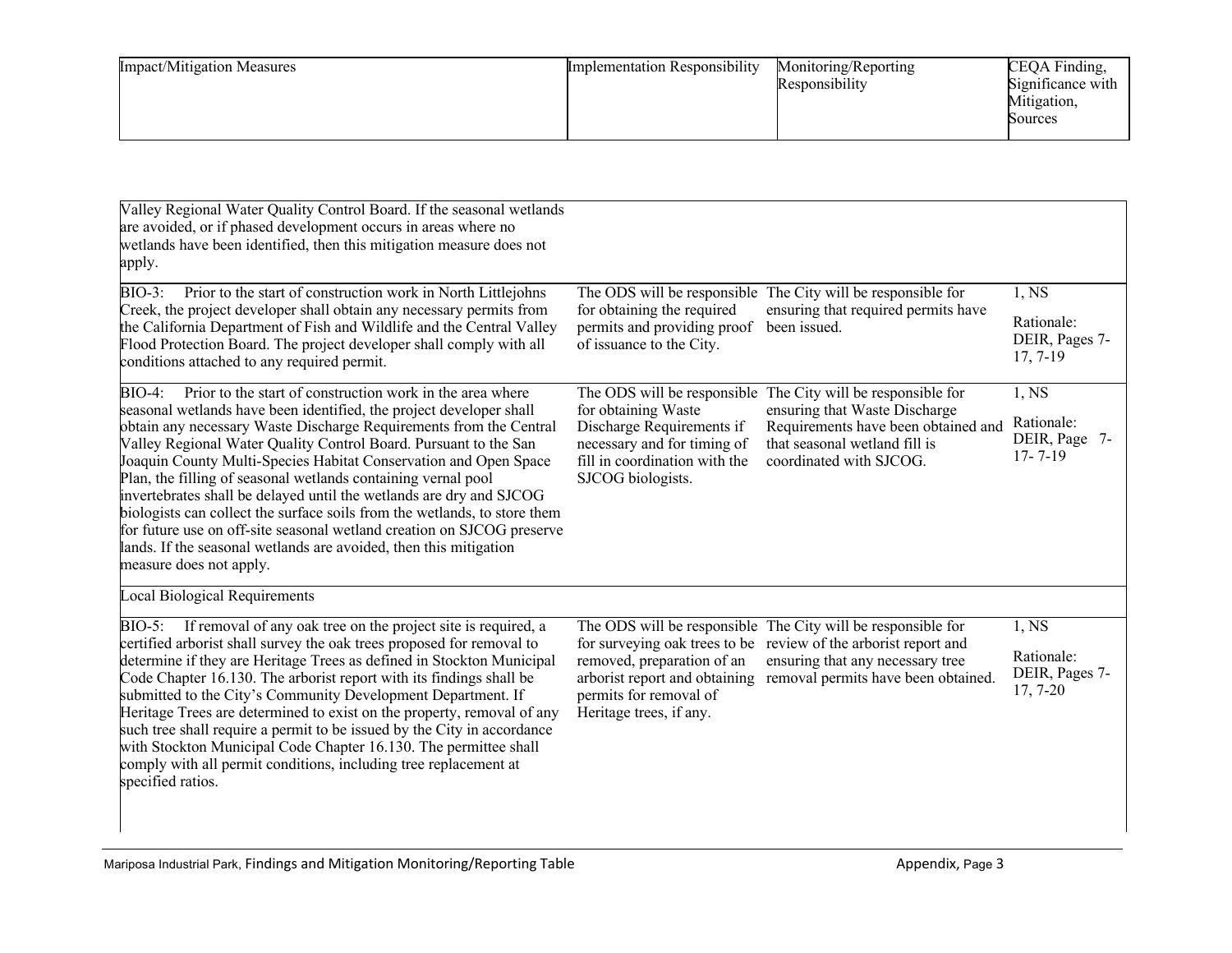| Impact/Mitigation Measures | Implementation Responsibility | Monitoring/Reporting Responsibility | CEQA Finding, Significance with Mitigation, Sources |
|---|---|---|---|
| Valley Regional Water Quality Control Board. If the seasonal wetlands are avoided, or if phased development occurs in areas where no wetlands have been identified, then this mitigation measure does not apply. | | | |
| BIO-3: Prior to the start of construction work in North Littlejohns Creek, the project developer shall obtain any necessary permits from the California Department of Fish and Wildlife and the Central Valley Flood Protection Board. The project developer shall comply with all conditions attached to any required permit. | The ODS will be responsible for obtaining the required permits and providing proof of issuance to the City. | The City will be responsible for ensuring that required permits have been issued. | 1, NS<br>Rationale: DEIR, Pages 7-17, 7-19 |
| BIO-4: Prior to the start of construction work in the area where seasonal wetlands have been identified, the project developer shall obtain any necessary Waste Discharge Requirements from the Central Valley Regional Water Quality Control Board. Pursuant to the San Joaquin County Multi-Species Habitat Conservation and Open Space Plan, the filling of seasonal wetlands containing vernal pool invertebrates shall be delayed until the wetlands are dry and SJCOG biologists can collect the surface soils from the wetlands, to store them for future use on off-site seasonal wetland creation on SJCOG preserve lands. If the seasonal wetlands are avoided, then this mitigation measure does not apply. | The ODS will be responsible for obtaining Waste Discharge Requirements if necessary and for timing of fill in coordination with the SJCOG biologists. | The City will be responsible for ensuring that Waste Discharge Requirements have been obtained and that seasonal wetland fill is coordinated with SJCOG. | 1, NS<br>Rationale: DEIR, Page 7-17- 7-19 |
| Local Biological Requirements | | | |
| BIO-5: If removal of any oak tree on the project site is required, a certified arborist shall survey the oak trees proposed for removal to determine if they are Heritage Trees as defined in Stockton Municipal Code Chapter 16.130. The arborist report with its findings shall be submitted to the City's Community Development Department. If Heritage Trees are determined to exist on the property, removal of any such tree shall require a permit to be issued by the City in accordance with Stockton Municipal Code Chapter 16.130. The permittee shall comply with all permit conditions, including tree replacement at specified ratios. | The ODS will be responsible for surveying oak trees to be removed, preparation of an arborist report and obtaining permits for removal of Heritage trees, if any. | The City will be responsible for review of the arborist report and ensuring that any necessary tree removal permits have been obtained. | 1, NS<br>Rationale: DEIR, Pages 7-17, 7-20 |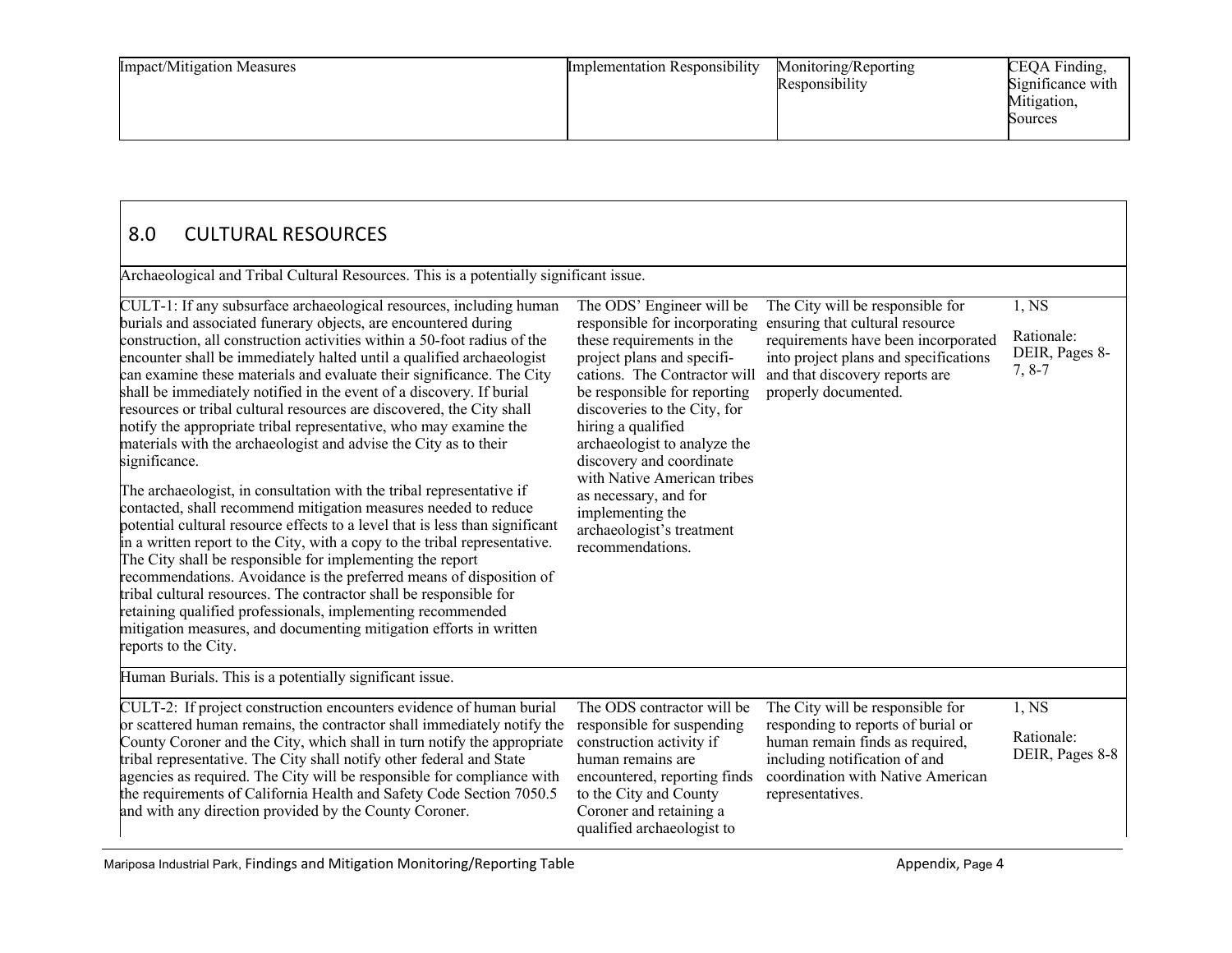| Impact/Mitigation Measures | Implementation Responsibility | Monitoring/Reporting Responsibility | CEQA Finding, Significance with Mitigation, Sources |
|---|---|---|---|

## 8.0 CULTURAL RESOURCES

| Impact/Mitigation Measures | Implementation Responsibility | Monitoring/Reporting Responsibility | CEQA Finding, Significance with Mitigation, Sources |
|---|---|---|---|
| Archaeological and Tribal Cultural Resources. This is a potentially significant issue. | | | |
| CULT-1: If any subsurface archaeological resources, including human burials and associated funerary objects, are encountered during construction, all construction activities within a 50-foot radius of the encounter shall be immediately halted until a qualified archaeologist can examine these materials and evaluate their significance. The City shall be immediately notified in the event of a discovery. If burial resources or tribal cultural resources are discovered, the City shall notify the appropriate tribal representative, who may examine the materials with the archaeologist and advise the City as to their significance.<br><br>The archaeologist, in consultation with the tribal representative if contacted, shall recommend mitigation measures needed to reduce potential cultural resource effects to a level that is less than significant in a written report to the City, with a copy to the tribal representative. The City shall be responsible for implementing the report recommendations. Avoidance is the preferred means of disposition of tribal cultural resources. The contractor shall be responsible for retaining qualified professionals, implementing recommended mitigation measures, and documenting mitigation efforts in written reports to the City. | The ODS' Engineer will be responsible for incorporating these requirements in the project plans and specifi-cations. The Contractor will be responsible for reporting discoveries to the City, for hiring a qualified archaeologist to analyze the discovery and coordinate with Native American tribes as necessary, and for implementing the archaeologist's treatment recommendations. | The City will be responsible for ensuring that cultural resource requirements have been incorporated into project plans and specifications and that discovery reports are properly documented. | 1, NS<br><br>Rationale: DEIR, Pages 8-7, 8-7 |
| Human Burials. This is a potentially significant issue. | | | |
| CULT-2: If project construction encounters evidence of human burial or scattered human remains, the contractor shall immediately notify the County Coroner and the City, which shall in turn notify the appropriate tribal representative. The City shall notify other federal and State agencies as required. The City will be responsible for compliance with the requirements of California Health and Safety Code Section 7050.5 and with any direction provided by the County Coroner. | The ODS contractor will be responsible for suspending construction activity if human remains are encountered, reporting finds to the City and County Coroner and retaining a qualified archaeologist to | The City will be responsible for responding to reports of burial or human remain finds as required, including notification of and coordination with Native American representatives. | 1, NS<br><br>Rationale: DEIR, Pages 8-8 |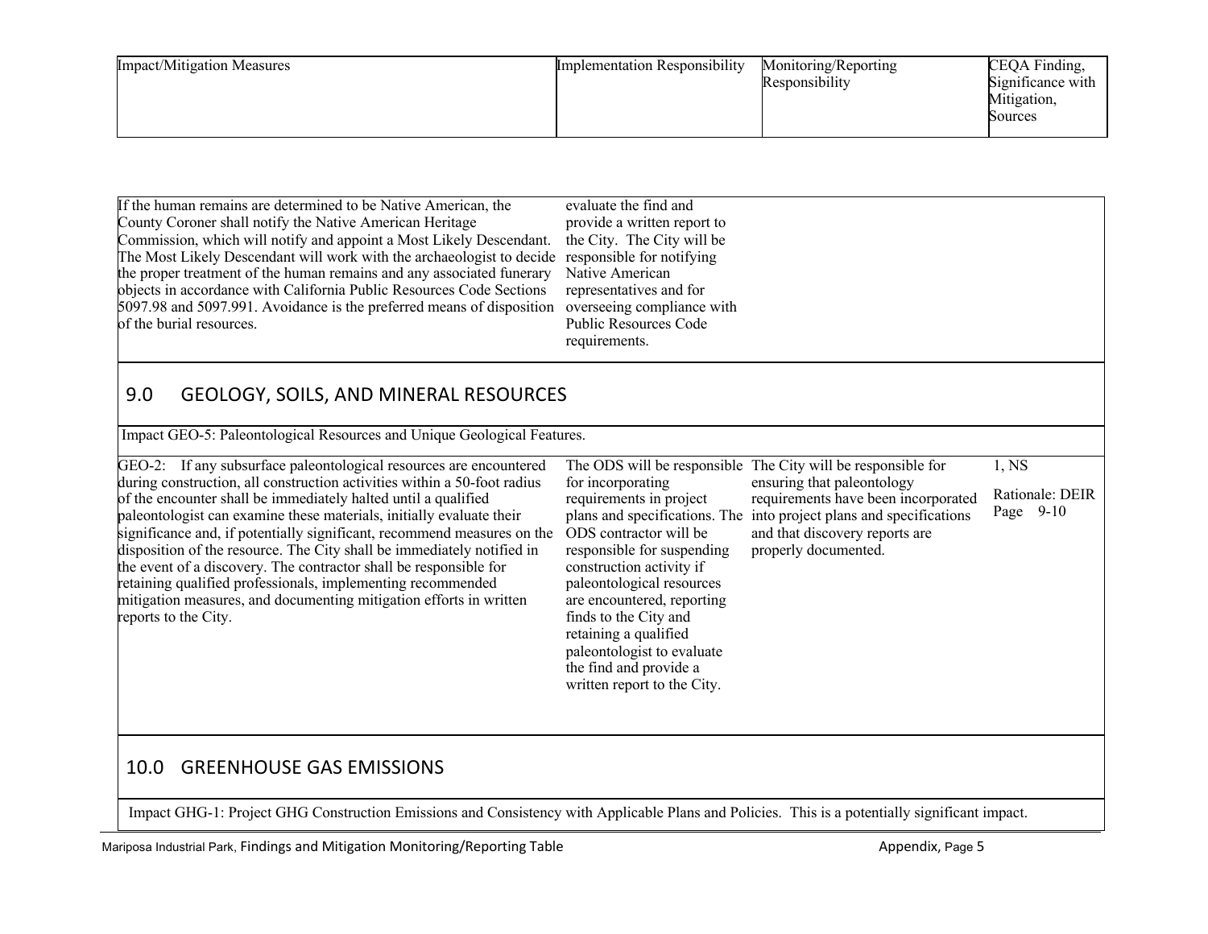| Impact/Mitigation Measures | Implementation Responsibility | Monitoring/Reporting Responsibility | CEQA Finding, Significance with Mitigation, Sources |
|---|---|---|---|
| If the human remains are determined to be Native American, the County Coroner shall notify the Native American Heritage Commission, which will notify and appoint a Most Likely Descendant. The Most Likely Descendant will work with the archaeologist to decide the proper treatment of the human remains and any associated funerary objects in accordance with California Public Resources Code Sections 5097.98 and 5097.991. Avoidance is the preferred means of disposition of the burial resources. | evaluate the find and provide a written report to the City. The City will be responsible for notifying Native American representatives and for overseeing compliance with Public Resources Code requirements. | | |
| **9.0 GEOLOGY, SOILS, AND MINERAL RESOURCES** | | | |
| Impact GEO-5: Paleontological Resources and Unique Geological Features. | | | |
| GEO-2: If any subsurface paleontological resources are encountered during construction, all construction activities within a 50-foot radius of the encounter shall be immediately halted until a qualified paleontologist can examine these materials, initially evaluate their significance and, if potentially significant, recommend measures on the disposition of the resource. The City shall be immediately notified in the event of a discovery. The contractor shall be responsible for retaining qualified professionals, implementing recommended mitigation measures, and documenting mitigation efforts in written reports to the City. | The ODS will be responsible for incorporating requirements in project plans and specifications. The ODS contractor will be responsible for suspending construction activity if paleontological resources are encountered, reporting finds to the City and retaining a qualified paleontologist to evaluate the find and provide a written report to the City. | The City will be responsible for ensuring that paleontology requirements have been incorporated into project plans and specifications and that discovery reports are properly documented. | 1, NS<br><br>Rationale: DEIR Page 9-10 |
| **10.0 GREENHOUSE GAS EMISSIONS** | | | |
| Impact GHG-1: Project GHG Construction Emissions and Consistency with Applicable Plans and Policies. This is a potentially significant impact. | | | |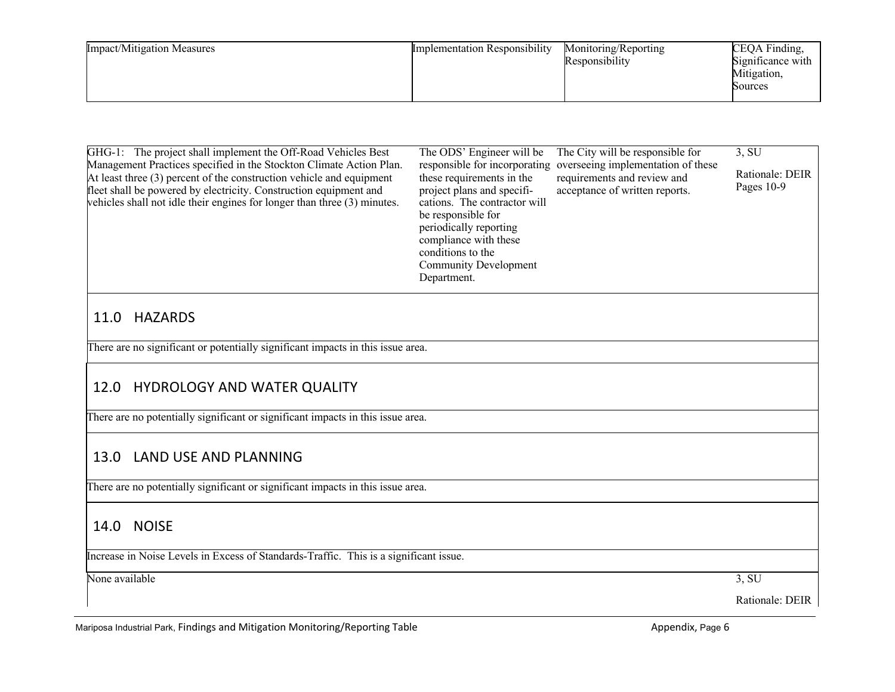| Impact/Mitigation Measures | Implementation Responsibility | Monitoring/Reporting Responsibility | CEQA Finding, Significance with Mitigation, Sources |
|---|---|---|---|
| GHG-1: The project shall implement the Off-Road Vehicles Best Management Practices specified in the Stockton Climate Action Plan. At least three (3) percent of the construction vehicle and equipment fleet shall be powered by electricity. Construction equipment and vehicles shall not idle their engines for longer than three (3) minutes. | The ODS' Engineer will be responsible for incorporating these requirements in the project plans and specifications. The contractor will be responsible for periodically reporting compliance with these conditions to the Community Development Department. | The City will be responsible for overseeing implementation of these requirements and review and acceptance of written reports. | 3, SU<br><br>Rationale: DEIR Pages 10-9 |

## 11.0 HAZARDS

There are no significant or potentially significant impacts in this issue area.

## 12.0 HYDROLOGY AND WATER QUALITY

There are no potentially significant or significant impacts in this issue area.

## 13.0 LAND USE AND PLANNING

There are no potentially significant or significant impacts in this issue area.

## 14.0 NOISE

Increase in Noise Levels in Excess of Standards-Traffic. This is a significant issue.

| Impact/Mitigation Measures | Implementation Responsibility | Monitoring/Reporting Responsibility | CEQA Finding, Significance with Mitigation, Sources |
|---|---|---|---|
| None available | | | 3, SU<br><br>Rationale: DEIR |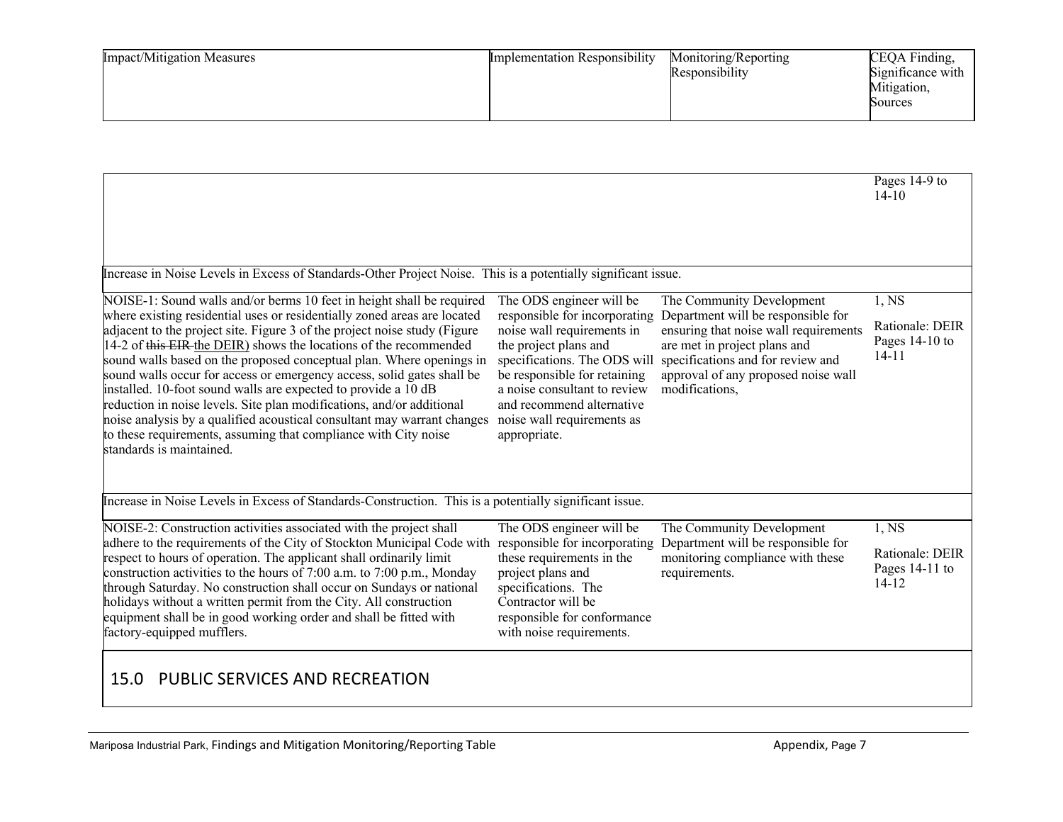| Impact/Mitigation Measures | Implementation Responsibility | Monitoring/Reporting Responsibility | CEQA Finding, Significance with Mitigation, Sources |
|---|---|---|---|
| | | | Pages 14-9 to 14-10 |
| Increase in Noise Levels in Excess of Standards-Other Project Noise. This is a potentially significant issue. | | | |
| NOISE-1: Sound walls and/or berms 10 feet in height shall be required where existing residential uses or residentially zoned areas are located adjacent to the project site. Figure 3 of the project noise study (Figure 14-2 of ~~this EIR~~ the DEIR) shows the locations of the recommended sound walls based on the proposed conceptual plan. Where openings in sound walls occur for access or emergency access, solid gates shall be installed. 10-foot sound walls are expected to provide a 10 dB reduction in noise levels. Site plan modifications, and/or additional noise analysis by a qualified acoustical consultant may warrant changes to these requirements, assuming that compliance with City noise standards is maintained. | The ODS engineer will be responsible for incorporating noise wall requirements in the project plans and specifications. The ODS will be responsible for retaining a noise consultant to review and recommend alternative noise wall requirements as appropriate. | The Community Development Department will be responsible for ensuring that noise wall requirements are met in project plans and specifications and for review and approval of any proposed noise wall modifications, | 1, NS<br><br>Rationale: DEIR Pages 14-10 to 14-11 |
| Increase in Noise Levels in Excess of Standards-Construction. This is a potentially significant issue. | | | |
| NOISE-2: Construction activities associated with the project shall adhere to the requirements of the City of Stockton Municipal Code with respect to hours of operation. The applicant shall ordinarily limit construction activities to the hours of 7:00 a.m. to 7:00 p.m., Monday through Saturday. No construction shall occur on Sundays or national holidays without a written permit from the City. All construction equipment shall be in good working order and shall be fitted with factory-equipped mufflers. | The ODS engineer will be responsible for incorporating these requirements in the project plans and specifications. The Contractor will be responsible for conformance with noise requirements. | The Community Development Department will be responsible for monitoring compliance with these requirements. | 1, NS<br><br>Rationale: DEIR Pages 14-11 to 14-12 |

## 15.0 PUBLIC SERVICES AND RECREATION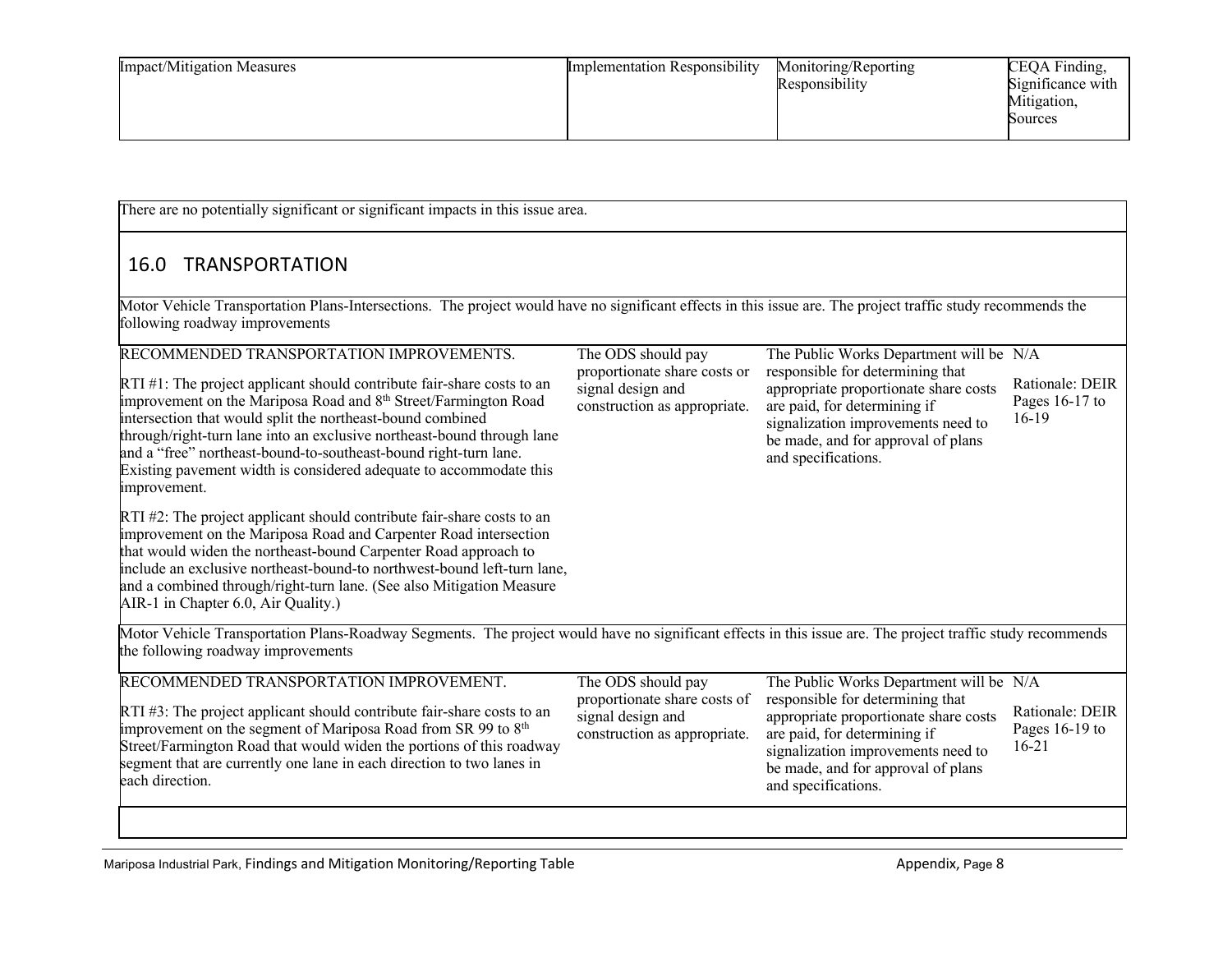| Impact/Mitigation Measures | Implementation Responsibility | Monitoring/Reporting Responsibility | CEQA Finding, Significance with Mitigation, Sources |
|---|---|---|---|

There are no potentially significant or significant impacts in this issue area.

## 16.0 TRANSPORTATION

Motor Vehicle Transportation Plans-Intersections. The project would have no significant effects in this issue are. The project traffic study recommends the following roadway improvements

| Impact/Mitigation Measures | Implementation Responsibility | Monitoring/Reporting Responsibility | CEQA Finding, Significance with Mitigation, Sources |
|---|---|---|---|
| RECOMMENDED TRANSPORTATION IMPROVEMENTS.<br><br>RTI #1: The project applicant should contribute fair-share costs to an improvement on the Mariposa Road and 8th Street/Farmington Road intersection that would split the northeast-bound combined through/right-turn lane into an exclusive northeast-bound through lane and a "free" northeast-bound-to-southeast-bound right-turn lane. Existing pavement width is considered adequate to accommodate this improvement.<br><br>RTI #2: The project applicant should contribute fair-share costs to an improvement on the Mariposa Road and Carpenter Road intersection that would widen the northeast-bound Carpenter Road approach to include an exclusive northeast-bound-to northwest-bound left-turn lane, and a combined through/right-turn lane. (See also Mitigation Measure AIR-1 in Chapter 6.0, Air Quality.) | The ODS should pay proportionate share costs or signal design and construction as appropriate. | The Public Works Department will be responsible for determining that appropriate proportionate share costs are paid, for determining if signalization improvements need to be made, and for approval of plans and specifications. | N/A<br><br>Rationale: DEIR Pages 16-17 to 16-19 |

Motor Vehicle Transportation Plans-Roadway Segments. The project would have no significant effects in this issue are. The project traffic study recommends the following roadway improvements

| Impact/Mitigation Measures | Implementation Responsibility | Monitoring/Reporting Responsibility | CEQA Finding, Significance with Mitigation, Sources |
|---|---|---|---|
| RECOMMENDED TRANSPORTATION IMPROVEMENT.<br><br>RTI #3: The project applicant should contribute fair-share costs to an improvement on the segment of Mariposa Road from SR 99 to 8th Street/Farmington Road that would widen the portions of this roadway segment that are currently one lane in each direction to two lanes in each direction. | The ODS should pay proportionate share costs of signal design and construction as appropriate. | The Public Works Department will be responsible for determining that appropriate proportionate share costs are paid, for determining if signalization improvements need to be made, and for approval of plans and specifications. | N/A<br><br>Rationale: DEIR Pages 16-19 to 16-21 |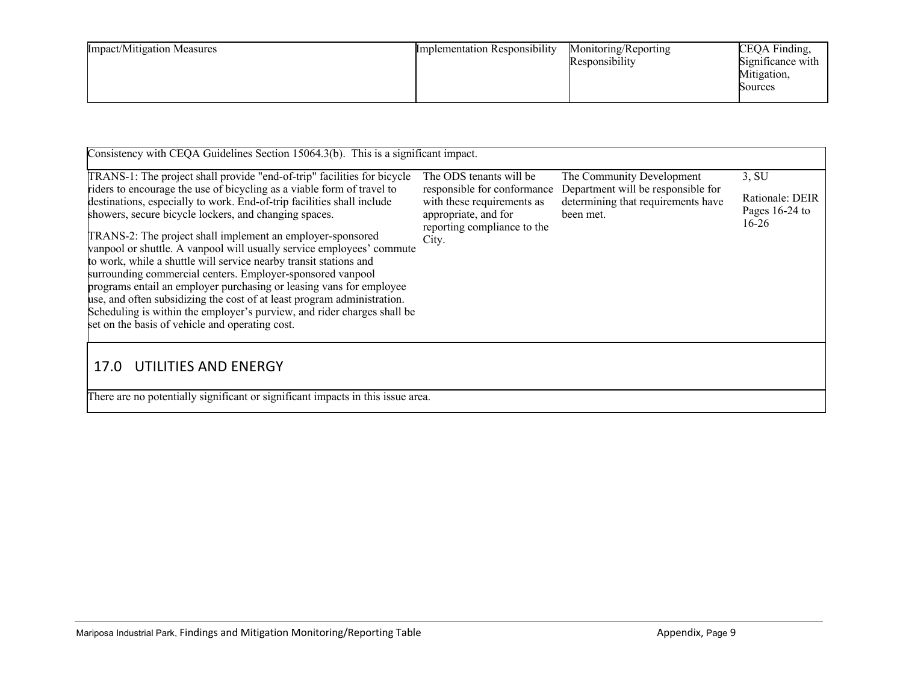| Impact/Mitigation Measures | Implementation Responsibility | Monitoring/Reporting Responsibility | CEQA Finding, Significance with Mitigation, Sources |
|---|---|---|---|
| Consistency with CEQA Guidelines Section 15064.3(b). This is a significant impact. | | | |
| TRANS-1: The project shall provide "end-of-trip" facilities for bicycle riders to encourage the use of bicycling as a viable form of travel to destinations, especially to work. End-of-trip facilities shall include showers, secure bicycle lockers, and changing spaces.<br><br>TRANS-2: The project shall implement an employer-sponsored vanpool or shuttle. A vanpool will usually service employees' commute to work, while a shuttle will service nearby transit stations and surrounding commercial centers. Employer-sponsored vanpool programs entail an employer purchasing or leasing vans for employee use, and often subsidizing the cost of at least program administration. Scheduling is within the employer's purview, and rider charges shall be set on the basis of vehicle and operating cost. | The ODS tenants will be responsible for conformance with these requirements as appropriate, and for reporting compliance to the City. | The Community Development Department will be responsible for determining that requirements have been met. | 3, SU<br><br>Rationale: DEIR Pages 16-24 to 16-26 |

## 17.0 UTILITIES AND ENERGY

There are no potentially significant or significant impacts in this issue area.